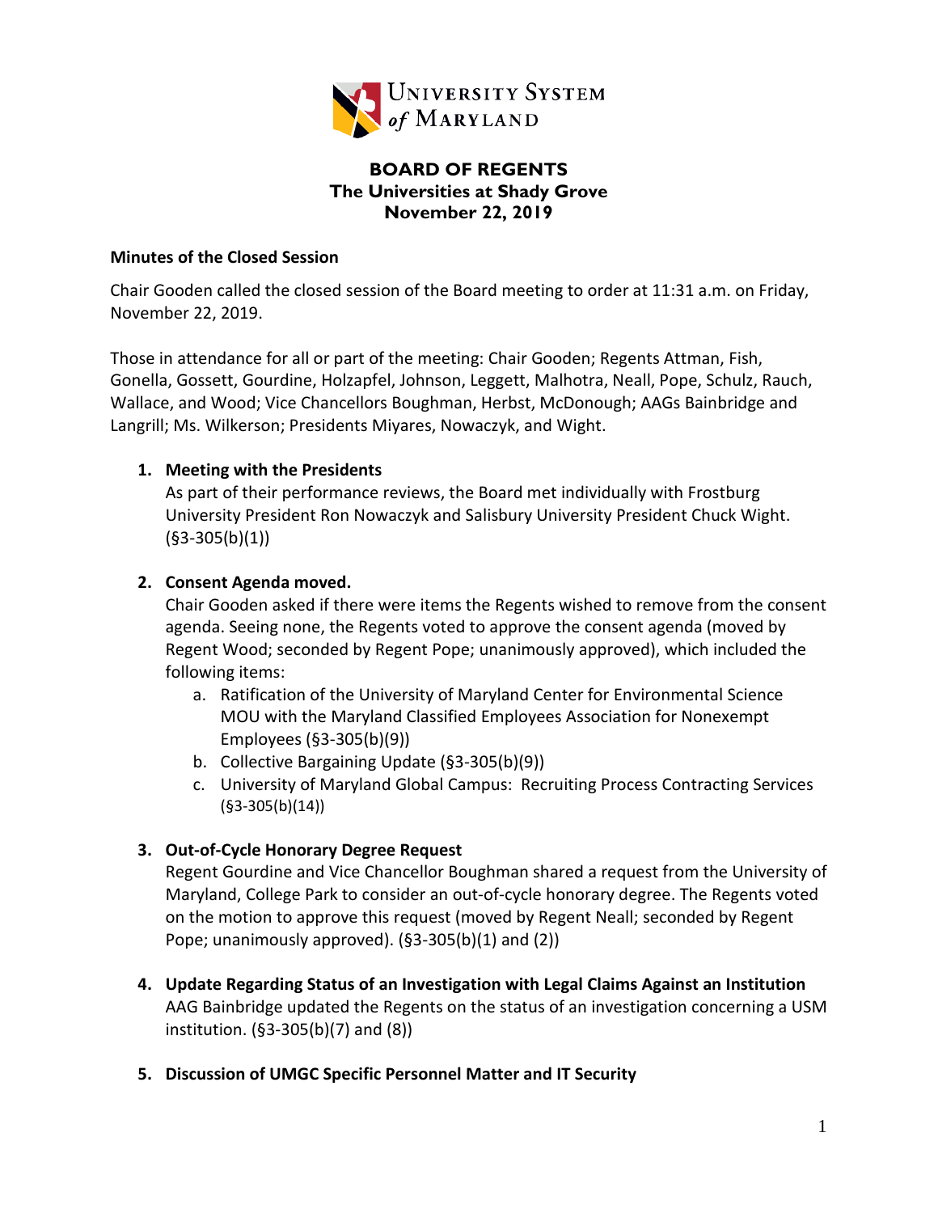UNIVERSITY SYSTEM *of* MARYLAND

# BOARD OF REGENTS
## The Universities at Shady Grove
## November 22, 2019

**Minutes of the Closed Session**

Chair Gooden called the closed session of the Board meeting to order at 11:31 a.m. on Friday, November 22, 2019.

Those in attendance for all or part of the meeting: Chair Gooden; Regents Attman, Fish, Gonella, Gossett, Gourdine, Holzapfel, Johnson, Leggett, Malhotra, Neall, Pope, Schulz, Rauch, Wallace, and Wood; Vice Chancellors Boughman, Herbst, McDonough; AAGs Bainbridge and Langrill; Ms. Wilkerson; Presidents Miyares, Nowaczyk, and Wight.

1. **Meeting with the Presidents**
   As part of their performance reviews, the Board met individually with Frostburg University President Ron Nowaczyk and Salisbury University President Chuck Wight. (§3-305(b)(1))

2. **Consent Agenda moved.**
   Chair Gooden asked if there were items the Regents wished to remove from the consent agenda. Seeing none, the Regents voted to approve the consent agenda (moved by Regent Wood; seconded by Regent Pope; unanimously approved), which included the following items:
   a. Ratification of the University of Maryland Center for Environmental Science MOU with the Maryland Classified Employees Association for Nonexempt Employees (§3-305(b)(9))
   b. Collective Bargaining Update (§3-305(b)(9))
   c. University of Maryland Global Campus: Recruiting Process Contracting Services (§3-305(b)(14))

3. **Out-of-Cycle Honorary Degree Request**
   Regent Gourdine and Vice Chancellor Boughman shared a request from the University of Maryland, College Park to consider an out-of-cycle honorary degree. The Regents voted on the motion to approve this request (moved by Regent Neall; seconded by Regent Pope; unanimously approved). (§3-305(b)(1) and (2))

4. **Update Regarding Status of an Investigation with Legal Claims Against an Institution**
   AAG Bainbridge updated the Regents on the status of an investigation concerning a USM institution. (§3-305(b)(7) and (8))

5. **Discussion of UMGC Specific Personnel Matter and IT Security**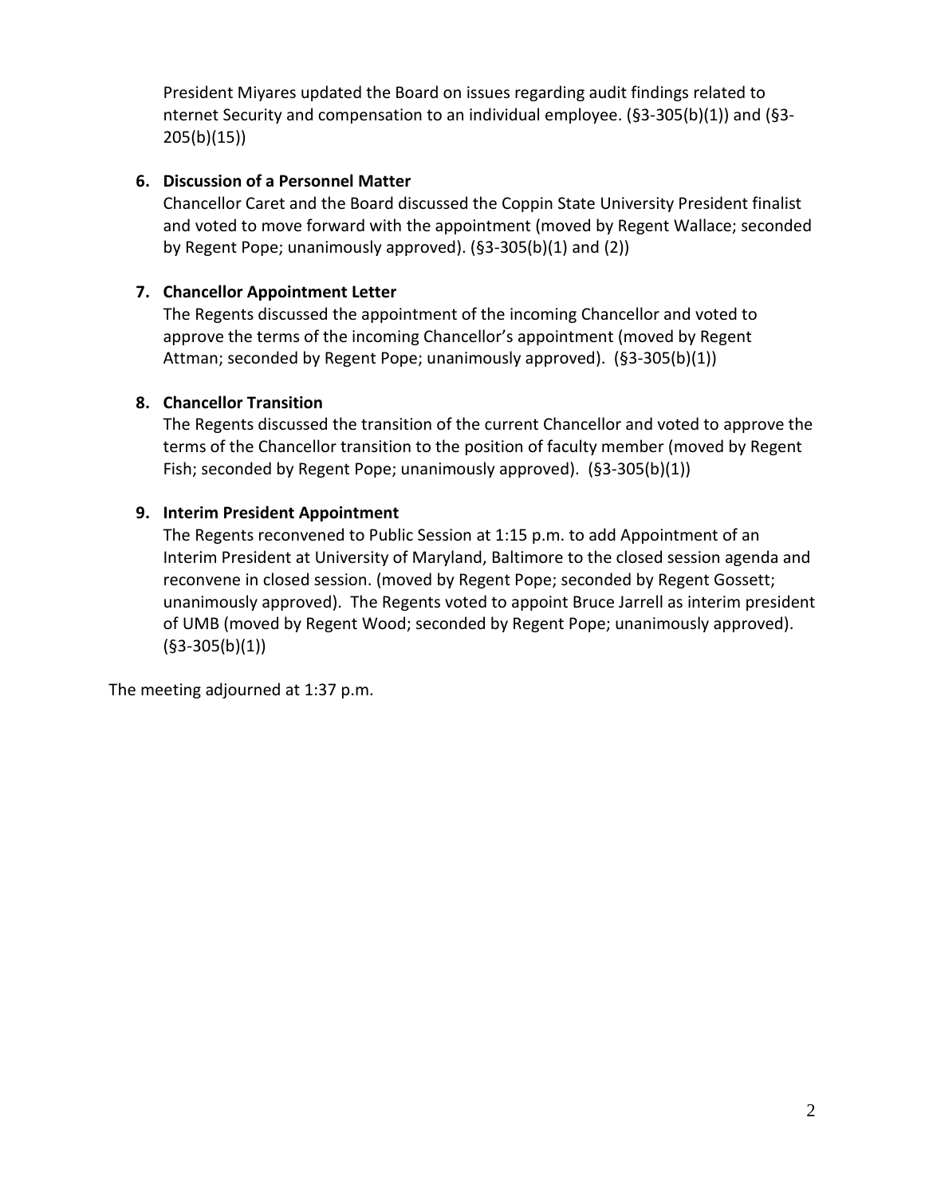President Miyares updated the Board on issues regarding audit findings related to nternet Security and compensation to an individual employee. (§3-305(b)(1)) and (§3-205(b)(15))

6. **Discussion of a Personnel Matter**
   Chancellor Caret and the Board discussed the Coppin State University President finalist and voted to move forward with the appointment (moved by Regent Wallace; seconded by Regent Pope; unanimously approved). (§3-305(b)(1) and (2))

7. **Chancellor Appointment Letter**
   The Regents discussed the appointment of the incoming Chancellor and voted to approve the terms of the incoming Chancellor's appointment (moved by Regent Attman; seconded by Regent Pope; unanimously approved). (§3-305(b)(1))

8. **Chancellor Transition**
   The Regents discussed the transition of the current Chancellor and voted to approve the terms of the Chancellor transition to the position of faculty member (moved by Regent Fish; seconded by Regent Pope; unanimously approved). (§3-305(b)(1))

9. **Interim President Appointment**
   The Regents reconvened to Public Session at 1:15 p.m. to add Appointment of an Interim President at University of Maryland, Baltimore to the closed session agenda and reconvene in closed session. (moved by Regent Pope; seconded by Regent Gossett; unanimously approved). The Regents voted to appoint Bruce Jarrell as interim president of UMB (moved by Regent Wood; seconded by Regent Pope; unanimously approved). (§3-305(b)(1))

The meeting adjourned at 1:37 p.m.